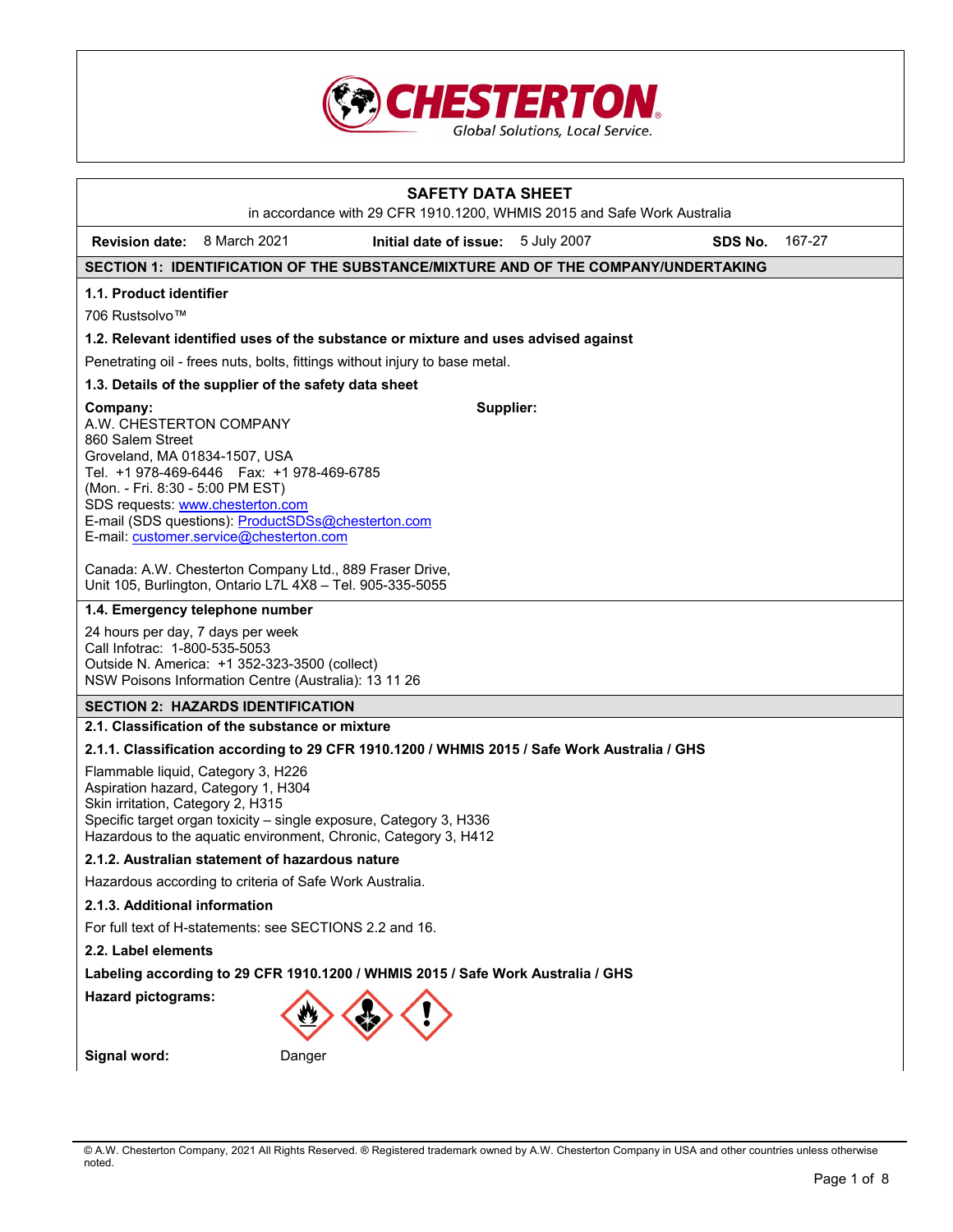# SAFETY DATA SHEET

in accordance with 29 CFR 1910.1200, WHMIS 2015 and Safe Work Australia

**Revision date:** 8 March 2021 **Initial date of issue:** 5 July 2007 **SDS No.** 167-27

## SECTION 1: IDENTIFICATION OF THE SUBSTANCE/MIXTURE AND OF THE COMPANY/UNDERTAKING

### 1.1. Product identifier

706 Rustsolvo™

### 1.2. Relevant identified uses of the substance or mixture and uses advised against

Penetrating oil - frees nuts, bolts, fittings without injury to base metal.

### 1.3. Details of the supplier of the safety data sheet

**Company:**
A.W. CHESTERTON COMPANY
860 Salem Street
Groveland, MA 01834-1507, USA
Tel. +1 978-469-6446 Fax: +1 978-469-6785
(Mon. - Fri. 8:30 - 5:00 PM EST)
SDS requests: www.chesterton.com
E-mail (SDS questions): ProductSDSs@chesterton.com
E-mail: customer.service@chesterton.com

Canada: A.W. Chesterton Company Ltd., 889 Fraser Drive,
Unit 105, Burlington, Ontario L7L 4X8 – Tel. 905-335-5055

**Supplier:**

### 1.4. Emergency telephone number

24 hours per day, 7 days per week
Call Infotrac: 1-800-535-5053
Outside N. America: +1 352-323-3500 (collect)
NSW Poisons Information Centre (Australia): 13 11 26

## SECTION 2: HAZARDS IDENTIFICATION

### 2.1. Classification of the substance or mixture

#### 2.1.1. Classification according to 29 CFR 1910.1200 / WHMIS 2015 / Safe Work Australia / GHS

Flammable liquid, Category 3, H226
Aspiration hazard, Category 1, H304
Skin irritation, Category 2, H315
Specific target organ toxicity – single exposure, Category 3, H336
Hazardous to the aquatic environment, Chronic, Category 3, H412

#### 2.1.2. Australian statement of hazardous nature

Hazardous according to criteria of Safe Work Australia.

#### 2.1.3. Additional information

For full text of H-statements: see SECTIONS 2.2 and 16.

### 2.2. Label elements

**Labeling according to 29 CFR 1910.1200 / WHMIS 2015 / Safe Work Australia / GHS**

**Hazard pictograms:**

**Signal word:** Danger

© A.W. Chesterton Company, 2021 All Rights Reserved. ® Registered trademark owned by A.W. Chesterton Company in USA and other countries unless otherwise noted.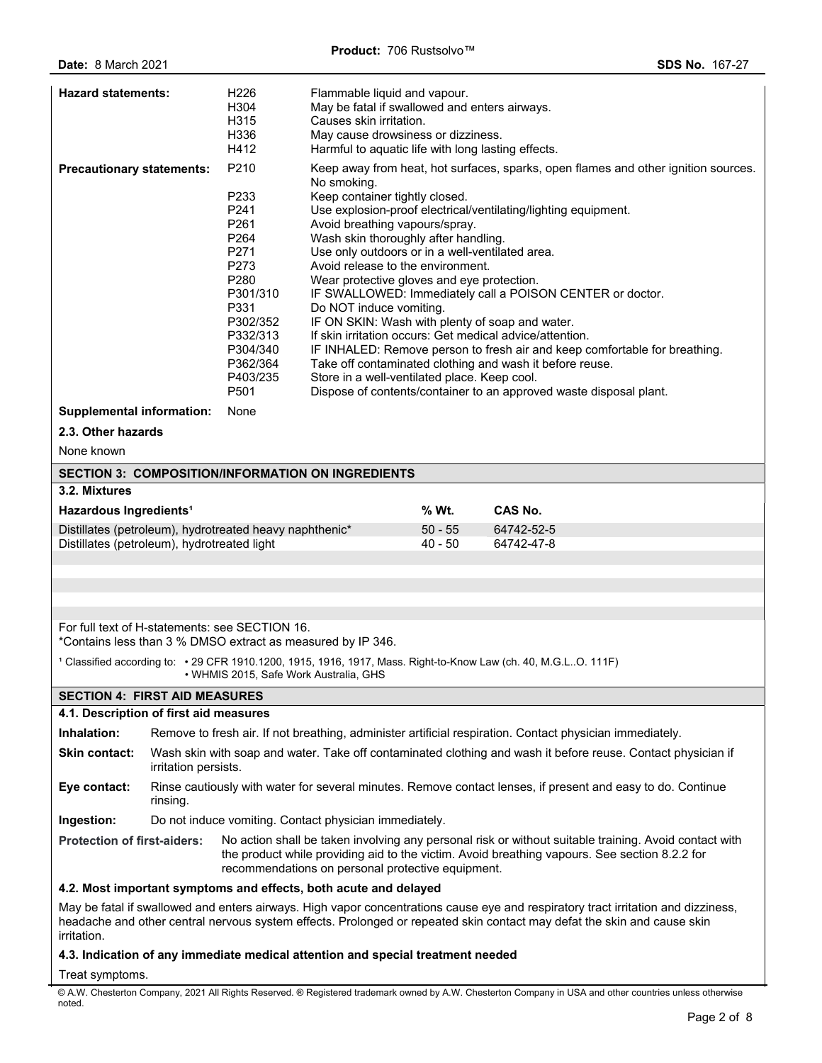| | | |
|---|---|---|
| **Hazard statements:** | H226 | Flammable liquid and vapour. |
| | H304 | May be fatal if swallowed and enters airways. |
| | H315 | Causes skin irritation. |
| | H336 | May cause drowsiness or dizziness. |
| | H412 | Harmful to aquatic life with long lasting effects. |
| **Precautionary statements:** | P210 | Keep away from heat, hot surfaces, sparks, open flames and other ignition sources. No smoking. |
| | P233 | Keep container tightly closed. |
| | P241 | Use explosion-proof electrical/ventilating/lighting equipment. |
| | P261 | Avoid breathing vapours/spray. |
| | P264 | Wash skin thoroughly after handling. |
| | P271 | Use only outdoors or in a well-ventilated area. |
| | P273 | Avoid release to the environment. |
| | P280 | Wear protective gloves and eye protection. |
| | P301/310 | IF SWALLOWED: Immediately call a POISON CENTER or doctor. |
| | P331 | Do NOT induce vomiting. |
| | P302/352 | IF ON SKIN: Wash with plenty of soap and water. |
| | P332/313 | If skin irritation occurs: Get medical advice/attention. |
| | P304/340 | IF INHALED: Remove person to fresh air and keep comfortable for breathing. |
| | P362/364 | Take off contaminated clothing and wash it before reuse. |
| | P403/235 | Store in a well-ventilated place. Keep cool. |
| | P501 | Dispose of contents/container to an approved waste disposal plant. |
| **Supplemental information:** | None | |

**2.3. Other hazards**

None known

## SECTION 3: COMPOSITION/INFORMATION ON INGREDIENTS

**3.2. Mixtures**

| Hazardous Ingredients[1] | % Wt. | CAS No. |
|---|---|---|
| Distillates (petroleum), hydrotreated heavy naphthenic* | 50 - 55 | 64742-52-5 |
| Distillates (petroleum), hydrotreated light | 40 - 50 | 64742-47-8 |

For full text of H-statements: see SECTION 16.
*Contains less than 3 % DMSO extract as measured by IP 346.

[1] Classified according to: • 29 CFR 1910.1200, 1915, 1916, 1917, Mass. Right-to-Know Law (ch. 40, M.G.L..O. 111F)
• WHMIS 2015, Safe Work Australia, GHS

## SECTION 4: FIRST AID MEASURES

**4.1. Description of first aid measures**

**Inhalation:** Remove to fresh air. If not breathing, administer artificial respiration. Contact physician immediately.

**Skin contact:** Wash skin with soap and water. Take off contaminated clothing and wash it before reuse. Contact physician if irritation persists.

**Eye contact:** Rinse cautiously with water for several minutes. Remove contact lenses, if present and easy to do. Continue rinsing.

**Ingestion:** Do not induce vomiting. Contact physician immediately.

**Protection of first-aiders:** No action shall be taken involving any personal risk or without suitable training. Avoid contact with the product while providing aid to the victim. Avoid breathing vapours. See section 8.2.2 for recommendations on personal protective equipment.

**4.2. Most important symptoms and effects, both acute and delayed**

May be fatal if swallowed and enters airways. High vapor concentrations cause eye and respiratory tract irritation and dizziness, headache and other central nervous system effects. Prolonged or repeated skin contact may defat the skin and cause skin irritation.

**4.3. Indication of any immediate medical attention and special treatment needed**

Treat symptoms.

© A.W. Chesterton Company, 2021 All Rights Reserved. ® Registered trademark owned by A.W. Chesterton Company in USA and other countries unless otherwise noted.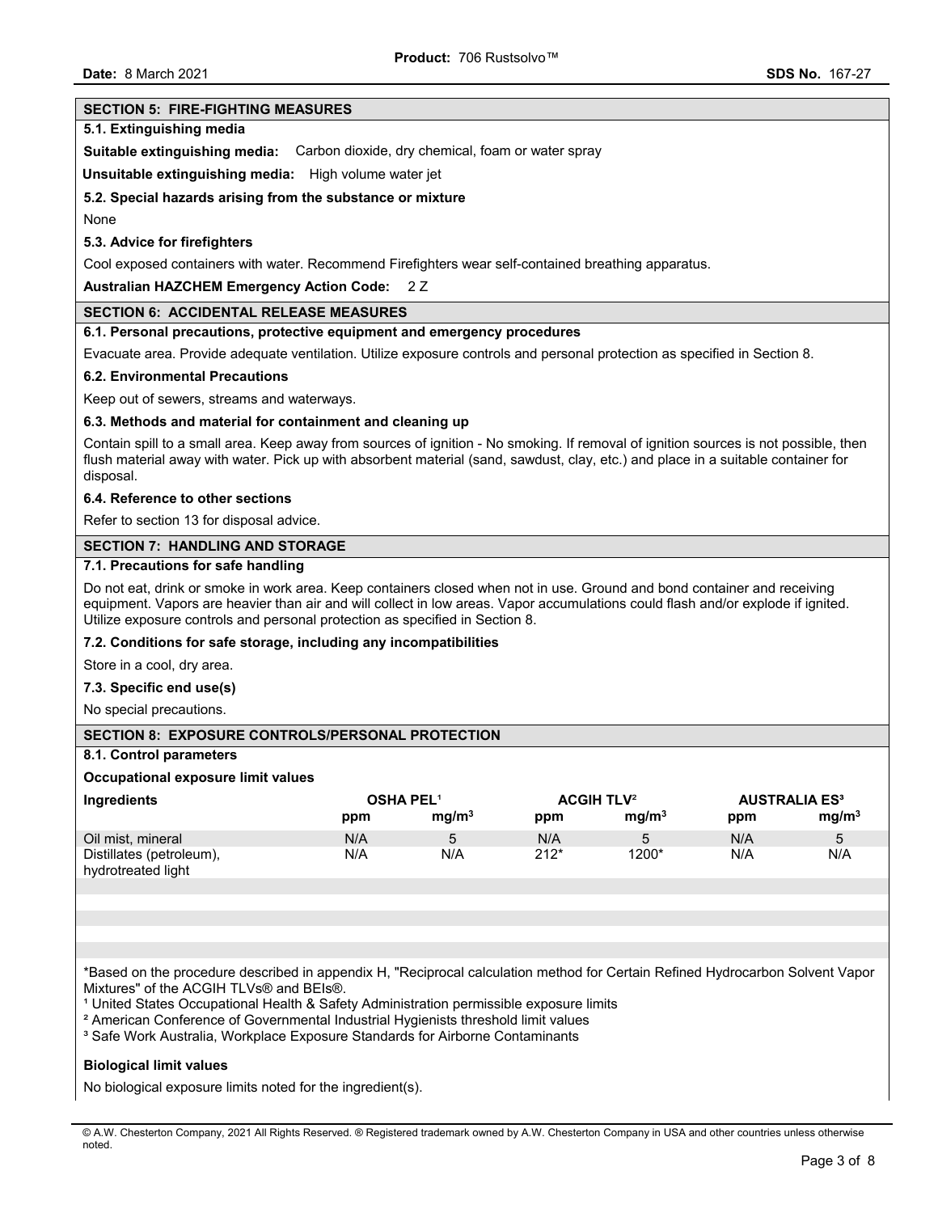## SECTION 5: FIRE-FIGHTING MEASURES

### 5.1. Extinguishing media

**Suitable extinguishing media:** Carbon dioxide, dry chemical, foam or water spray

**Unsuitable extinguishing media:** High volume water jet

### 5.2. Special hazards arising from the substance or mixture

None

### 5.3. Advice for firefighters

Cool exposed containers with water. Recommend Firefighters wear self-contained breathing apparatus.

**Australian HAZCHEM Emergency Action Code:** 2 Z

## SECTION 6: ACCIDENTAL RELEASE MEASURES

### 6.1. Personal precautions, protective equipment and emergency procedures

Evacuate area. Provide adequate ventilation. Utilize exposure controls and personal protection as specified in Section 8.

### 6.2. Environmental Precautions

Keep out of sewers, streams and waterways.

### 6.3. Methods and material for containment and cleaning up

Contain spill to a small area. Keep away from sources of ignition - No smoking. If removal of ignition sources is not possible, then flush material away with water. Pick up with absorbent material (sand, sawdust, clay, etc.) and place in a suitable container for disposal.

### 6.4. Reference to other sections

Refer to section 13 for disposal advice.

## SECTION 7: HANDLING AND STORAGE

### 7.1. Precautions for safe handling

Do not eat, drink or smoke in work area. Keep containers closed when not in use. Ground and bond container and receiving equipment. Vapors are heavier than air and will collect in low areas. Vapor accumulations could flash and/or explode if ignited. Utilize exposure controls and personal protection as specified in Section 8.

### 7.2. Conditions for safe storage, including any incompatibilities

Store in a cool, dry area.

### 7.3. Specific end use(s)

No special precautions.

## SECTION 8: EXPOSURE CONTROLS/PERSONAL PROTECTION

### 8.1. Control parameters

**Occupational exposure limit values**

| Ingredients | OSHA PEL[1] | | ACGIH TLV[2] | | AUSTRALIA ES[3] | |
|---|---|---|---|---|---|---|
| | ppm | $mg/m^3$ | ppm | $mg/m^3$ | ppm | $mg/m^3$ |
| Oil mist, mineral | N/A | 5 | N/A | 5 | N/A | 5 |
| Distillates (petroleum), hydrotreated light | N/A | N/A | 212* | 1200* | N/A | N/A |

*Based on the procedure described in appendix H, "Reciprocal calculation method for Certain Refined Hydrocarbon Solvent Vapor Mixtures" of the ACGIH TLVs® and BEIs®.

[1] United States Occupational Health & Safety Administration permissible exposure limits

[2] American Conference of Governmental Industrial Hygienists threshold limit values

[3] Safe Work Australia, Workplace Exposure Standards for Airborne Contaminants

**Biological limit values**

No biological exposure limits noted for the ingredient(s).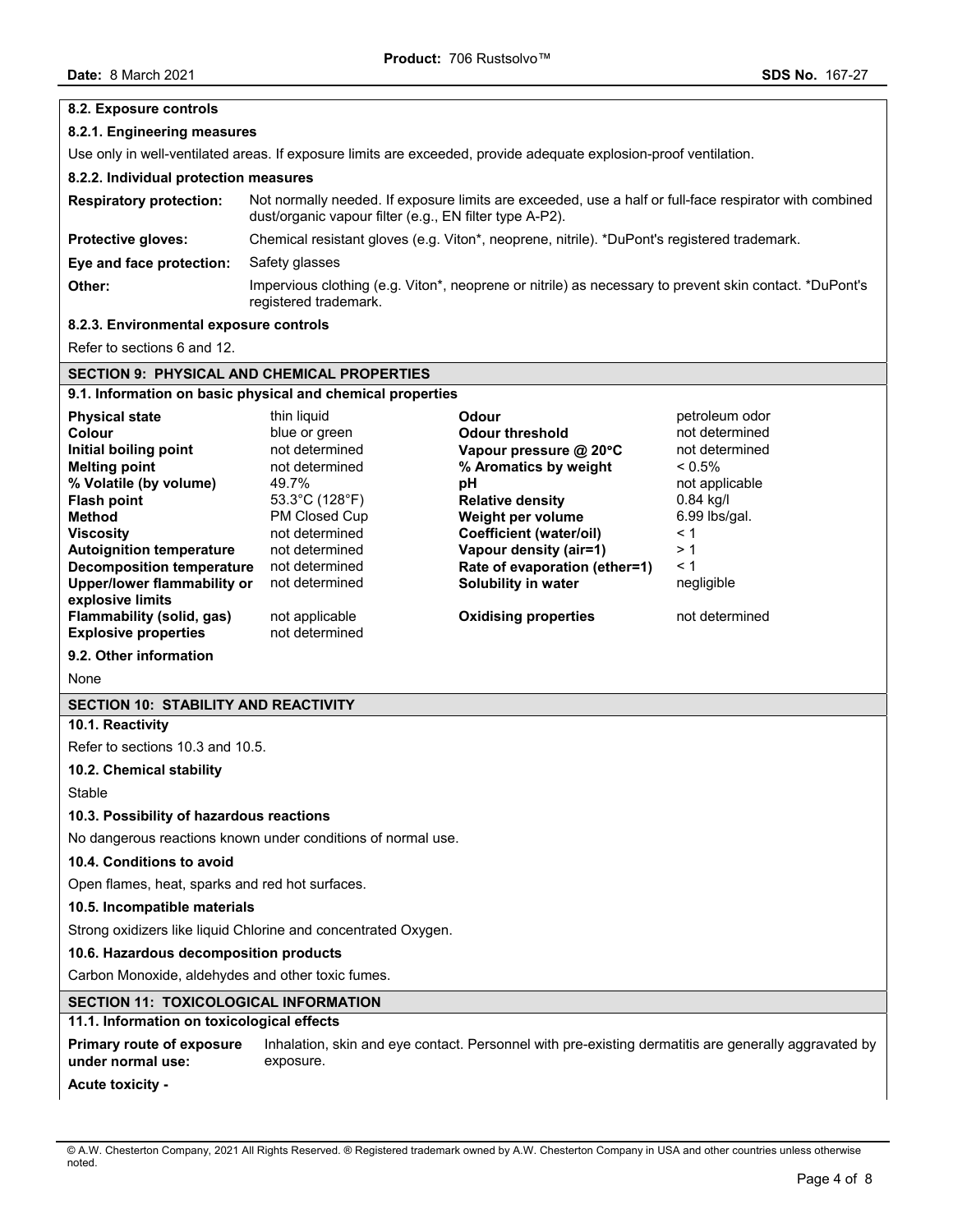### 8.2. Exposure controls

#### 8.2.1. Engineering measures

Use only in well-ventilated areas. If exposure limits are exceeded, provide adequate explosion-proof ventilation.

#### 8.2.2. Individual protection measures

| | |
|---|---|
| **Respiratory protection:** | Not normally needed. If exposure limits are exceeded, use a half or full-face respirator with combined dust/organic vapour filter (e.g., EN filter type A-P2). |
| **Protective gloves:** | Chemical resistant gloves (e.g. Viton*, neoprene, nitrile). *DuPont's registered trademark. |
| **Eye and face protection:** | Safety glasses |
| **Other:** | Impervious clothing (e.g. Viton*, neoprene or nitrile) as necessary to prevent skin contact. *DuPont's registered trademark. |

#### 8.2.3. Environmental exposure controls

Refer to sections 6 and 12.

## SECTION 9: PHYSICAL AND CHEMICAL PROPERTIES

### 9.1. Information on basic physical and chemical properties

| | | | |
|---|---|---|---|
| **Physical state** | thin liquid | **Odour** | petroleum odor |
| **Colour** | blue or green | **Odour threshold** | not determined |
| **Initial boiling point** | not determined | **Vapour pressure @ 20°C** | not determined |
| **Melting point** | not determined | **% Aromatics by weight** | < 0.5% |
| **% Volatile (by volume)** | 49.7% | **pH** | not applicable |
| **Flash point** | 53.3°C (128°F) | **Relative density** | 0.84 kg/l |
| **Method** | PM Closed Cup | **Weight per volume** | 6.99 lbs/gal. |
| **Viscosity** | not determined | **Coefficient (water/oil)** | < 1 |
| **Autoignition temperature** | not determined | **Vapour density (air=1)** | > 1 |
| **Decomposition temperature** | not determined | **Rate of evaporation (ether=1)** | < 1 |
| **Upper/lower flammability or explosive limits** | not determined | **Solubility in water** | negligible |
| **Flammability (solid, gas)** | not applicable | **Oxidising properties** | not determined |
| **Explosive properties** | not determined | | |

### 9.2. Other information

None

## SECTION 10: STABILITY AND REACTIVITY

### 10.1. Reactivity

Refer to sections 10.3 and 10.5.

### 10.2. Chemical stability

Stable

### 10.3. Possibility of hazardous reactions

No dangerous reactions known under conditions of normal use.

### 10.4. Conditions to avoid

Open flames, heat, sparks and red hot surfaces.

### 10.5. Incompatible materials

Strong oxidizers like liquid Chlorine and concentrated Oxygen.

### 10.6. Hazardous decomposition products

Carbon Monoxide, aldehydes and other toxic fumes.

## SECTION 11: TOXICOLOGICAL INFORMATION

### 11.1. Information on toxicological effects

**Primary route of exposure under normal use:** Inhalation, skin and eye contact. Personnel with pre-existing dermatitis are generally aggravated by exposure.

**Acute toxicity -**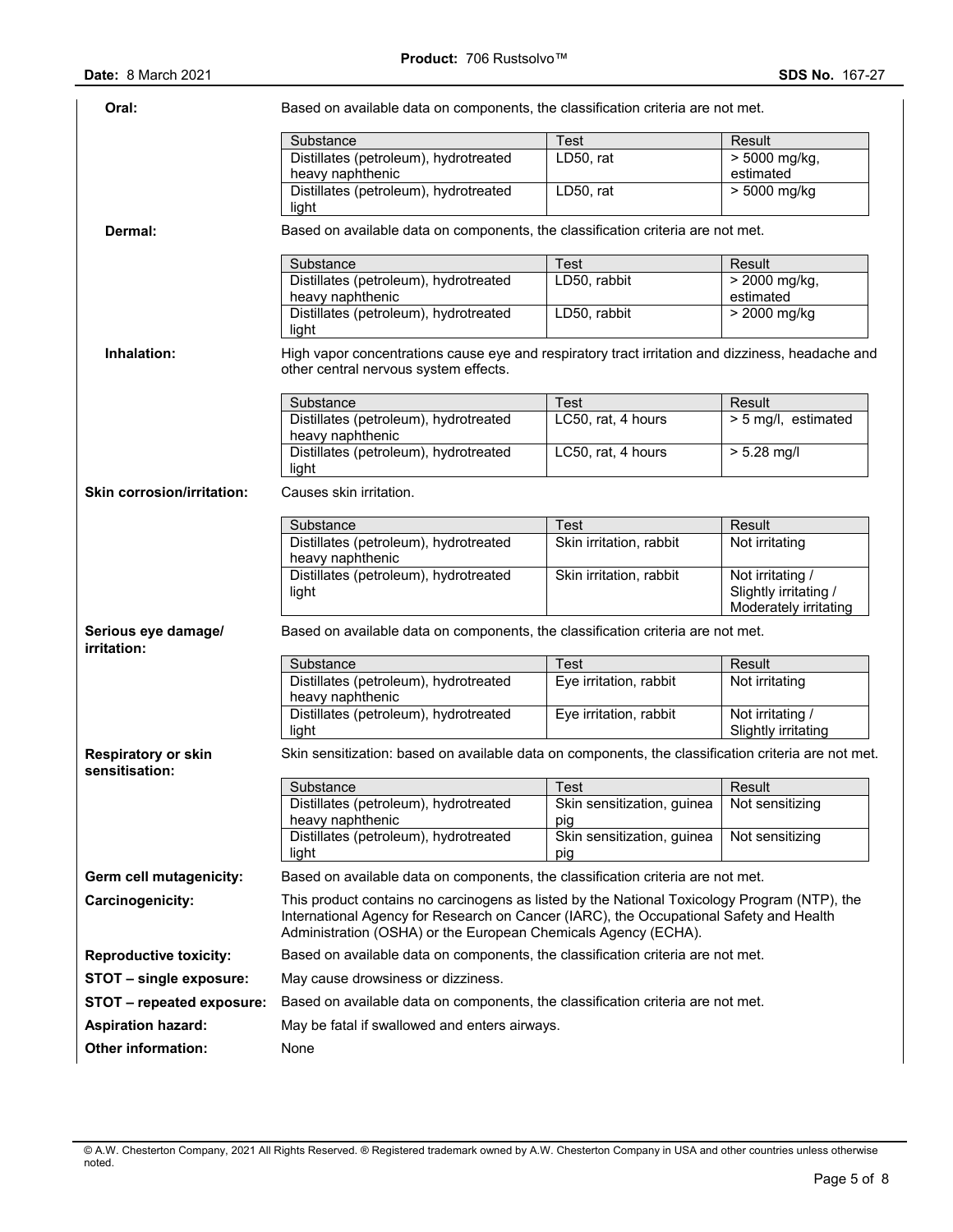**Oral:** Based on available data on components, the classification criteria are not met.

| Substance | Test | Result |
|---|---|---|
| Distillates (petroleum), hydrotreated heavy naphthenic | LD50, rat | > 5000 mg/kg, estimated |
| Distillates (petroleum), hydrotreated light | LD50, rat | > 5000 mg/kg |

**Dermal:** Based on available data on components, the classification criteria are not met.

| Substance | Test | Result |
|---|---|---|
| Distillates (petroleum), hydrotreated heavy naphthenic | LD50, rabbit | > 2000 mg/kg, estimated |
| Distillates (petroleum), hydrotreated light | LD50, rabbit | > 2000 mg/kg |

**Inhalation:** High vapor concentrations cause eye and respiratory tract irritation and dizziness, headache and other central nervous system effects.

| Substance | Test | Result |
|---|---|---|
| Distillates (petroleum), hydrotreated heavy naphthenic | LC50, rat, 4 hours | > 5 mg/l, estimated |
| Distillates (petroleum), hydrotreated light | LC50, rat, 4 hours | > 5.28 mg/l |

**Skin corrosion/irritation:** Causes skin irritation.

| Substance | Test | Result |
|---|---|---|
| Distillates (petroleum), hydrotreated heavy naphthenic | Skin irritation, rabbit | Not irritating |
| Distillates (petroleum), hydrotreated light | Skin irritation, rabbit | Not irritating / Slightly irritating / Moderately irritating |

**Serious eye damage/ irritation:** Based on available data on components, the classification criteria are not met.

| Substance | Test | Result |
|---|---|---|
| Distillates (petroleum), hydrotreated heavy naphthenic | Eye irritation, rabbit | Not irritating |
| Distillates (petroleum), hydrotreated light | Eye irritation, rabbit | Not irritating / Slightly irritating |

**Respiratory or skin sensitisation:** Skin sensitization: based on available data on components, the classification criteria are not met.

| Substance | Test | Result |
|---|---|---|
| Distillates (petroleum), hydrotreated heavy naphthenic | Skin sensitization, guinea pig | Not sensitizing |
| Distillates (petroleum), hydrotreated light | Skin sensitization, guinea pig | Not sensitizing |

**Germ cell mutagenicity:** Based on available data on components, the classification criteria are not met.

**Carcinogenicity:** This product contains no carcinogens as listed by the National Toxicology Program (NTP), the International Agency for Research on Cancer (IARC), the Occupational Safety and Health Administration (OSHA) or the European Chemicals Agency (ECHA).

**Reproductive toxicity:** Based on available data on components, the classification criteria are not met.

**STOT – single exposure:** May cause drowsiness or dizziness.

**STOT – repeated exposure:** Based on available data on components, the classification criteria are not met.

**Aspiration hazard:** May be fatal if swallowed and enters airways.

**Other information:** None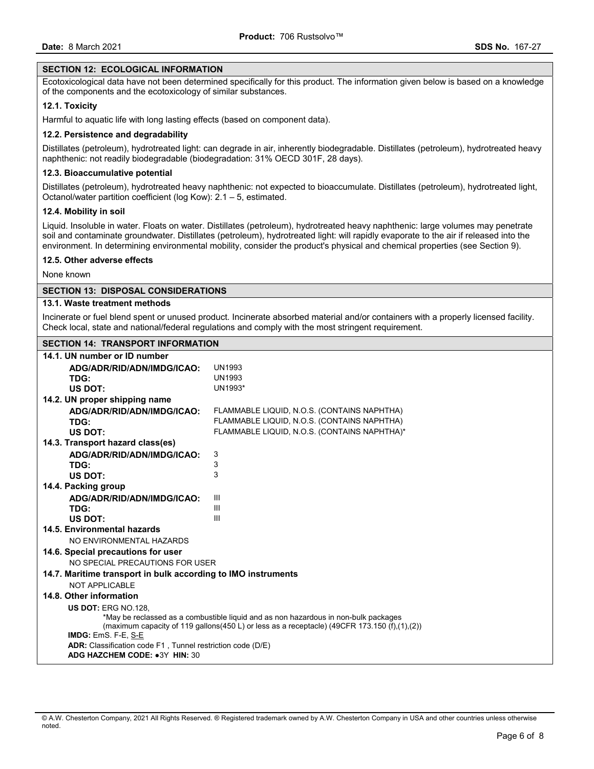## SECTION 12: ECOLOGICAL INFORMATION

Ecotoxicological data have not been determined specifically for this product. The information given below is based on a knowledge of the components and the ecotoxicology of similar substances.

### 12.1. Toxicity

Harmful to aquatic life with long lasting effects (based on component data).

### 12.2. Persistence and degradability

Distillates (petroleum), hydrotreated light: can degrade in air, inherently biodegradable. Distillates (petroleum), hydrotreated heavy naphthenic: not readily biodegradable (biodegradation: 31% OECD 301F, 28 days).

### 12.3. Bioaccumulative potential

Distillates (petroleum), hydrotreated heavy naphthenic: not expected to bioaccumulate. Distillates (petroleum), hydrotreated light, Octanol/water partition coefficient (log Kow): 2.1 – 5, estimated.

### 12.4. Mobility in soil

Liquid. Insoluble in water. Floats on water. Distillates (petroleum), hydrotreated heavy naphthenic: large volumes may penetrate soil and contaminate groundwater. Distillates (petroleum), hydrotreated light: will rapidly evaporate to the air if released into the environment. In determining environmental mobility, consider the product's physical and chemical properties (see Section 9).

### 12.5. Other adverse effects

None known

## SECTION 13: DISPOSAL CONSIDERATIONS

### 13.1. Waste treatment methods

Incinerate or fuel blend spent or unused product. Incinerate absorbed material and/or containers with a properly licensed facility. Check local, state and national/federal regulations and comply with the most stringent requirement.

## SECTION 14: TRANSPORT INFORMATION

### 14.1. UN number or ID number

| | |
|---|---|
| **ADG/ADR/RID/ADN/IMDG/ICAO:** | UN1993 |
| **TDG:** | UN1993 |
| **US DOT:** | UN1993* |

### 14.2. UN proper shipping name

| | |
|---|---|
| **ADG/ADR/RID/ADN/IMDG/ICAO:** | FLAMMABLE LIQUID, N.O.S. (CONTAINS NAPHTHA) |
| **TDG:** | FLAMMABLE LIQUID, N.O.S. (CONTAINS NAPHTHA) |
| **US DOT:** | FLAMMABLE LIQUID, N.O.S. (CONTAINS NAPHTHA)* |

### 14.3. Transport hazard class(es)

| | |
|---|---|
| **ADG/ADR/RID/ADN/IMDG/ICAO:** | 3 |
| **TDG:** | 3 |
| **US DOT:** | 3 |

### 14.4. Packing group

| | |
|---|---|
| **ADG/ADR/RID/ADN/IMDG/ICAO:** | III |
| **TDG:** | III |
| **US DOT:** | III |

### 14.5. Environmental hazards

NO ENVIRONMENTAL HAZARDS

### 14.6. Special precautions for user

NO SPECIAL PRECAUTIONS FOR USER

### 14.7. Maritime transport in bulk according to IMO instruments

NOT APPLICABLE

### 14.8. Other information

**US DOT:** ERG NO.128,
*May be reclassed as a combustible liquid and as non hazardous in non-bulk packages (maximum capacity of 119 gallons(450 L) or less as a receptacle) (49CFR 173.150 (f),(1),(2))

**IMDG:** EmS. F-E, S-E

**ADR:** Classification code F1 , Tunnel restriction code (D/E)

**ADG HAZCHEM CODE:** ●3Y **HIN:** 30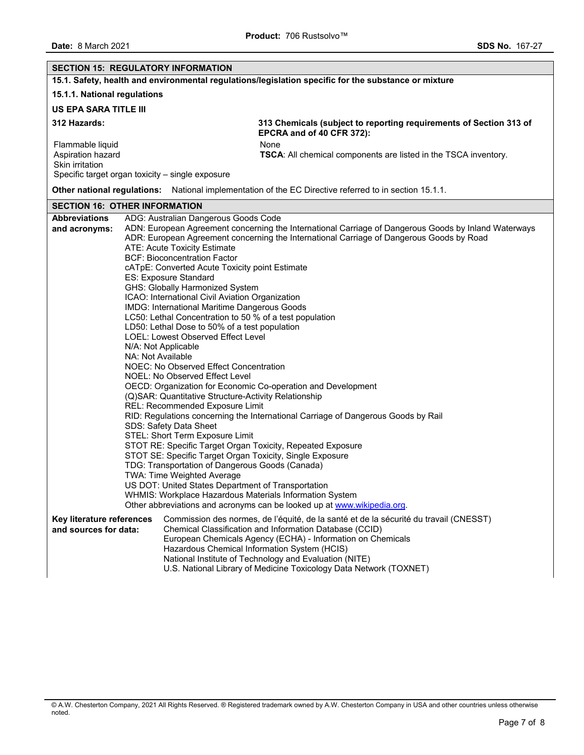## SECTION 15: REGULATORY INFORMATION

### 15.1. Safety, health and environmental regulations/legislation specific for the substance or mixture

#### 15.1.1. National regulations

**US EPA SARA TITLE III**

**312 Hazards:**

Flammable liquid
Aspiration hazard
Skin irritation
Specific target organ toxicity – single exposure

**313 Chemicals (subject to reporting requirements of Section 313 of EPCRA and of 40 CFR 372):**

None

**TSCA**: All chemical components are listed in the TSCA inventory.

**Other national regulations:** National implementation of the EC Directive referred to in section 15.1.1.

## SECTION 16: OTHER INFORMATION

**Abbreviations and acronyms:**

ADG: Australian Dangerous Goods Code
ADN: European Agreement concerning the International Carriage of Dangerous Goods by Inland Waterways
ADR: European Agreement concerning the International Carriage of Dangerous Goods by Road
ATE: Acute Toxicity Estimate
BCF: Bioconcentration Factor
cATpE: Converted Acute Toxicity point Estimate
ES: Exposure Standard
GHS: Globally Harmonized System
ICAO: International Civil Aviation Organization
IMDG: International Maritime Dangerous Goods
LC50: Lethal Concentration to 50 % of a test population
LD50: Lethal Dose to 50% of a test population
LOEL: Lowest Observed Effect Level
N/A: Not Applicable
NA: Not Available
NOEC: No Observed Effect Concentration
NOEL: No Observed Effect Level
OECD: Organization for Economic Co-operation and Development
(Q)SAR: Quantitative Structure-Activity Relationship
REL: Recommended Exposure Limit
RID: Regulations concerning the International Carriage of Dangerous Goods by Rail
SDS: Safety Data Sheet
STEL: Short Term Exposure Limit
STOT RE: Specific Target Organ Toxicity, Repeated Exposure
STOT SE: Specific Target Organ Toxicity, Single Exposure
TDG: Transportation of Dangerous Goods (Canada)
TWA: Time Weighted Average
US DOT: United States Department of Transportation
WHMIS: Workplace Hazardous Materials Information System
Other abbreviations and acronyms can be looked up at www.wikipedia.org.

**Key literature references and sources for data:**

Commission des normes, de l'équité, de la santé et de la sécurité du travail (CNESST)
Chemical Classification and Information Database (CCID)
European Chemicals Agency (ECHA) - Information on Chemicals
Hazardous Chemical Information System (HCIS)
National Institute of Technology and Evaluation (NITE)
U.S. National Library of Medicine Toxicology Data Network (TOXNET)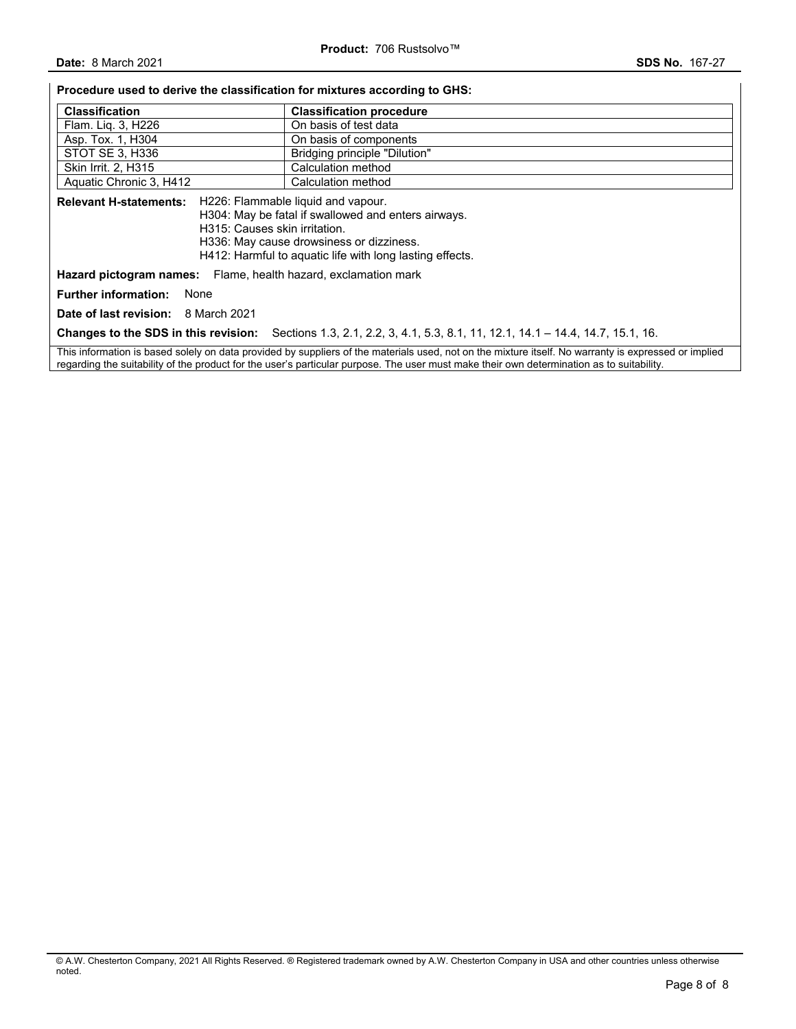**Procedure used to derive the classification for mixtures according to GHS:**

| Classification | Classification procedure |
|---|---|
| Flam. Liq. 3, H226 | On basis of test data |
| Asp. Tox. 1, H304 | On basis of components |
| STOT SE 3, H336 | Bridging principle "Dilution" |
| Skin Irrit. 2, H315 | Calculation method |
| Aquatic Chronic 3, H412 | Calculation method |

**Relevant H-statements:** H226: Flammable liquid and vapour.
H304: May be fatal if swallowed and enters airways.
H315: Causes skin irritation.
H336: May cause drowsiness or dizziness.
H412: Harmful to aquatic life with long lasting effects.

**Hazard pictogram names:** Flame, health hazard, exclamation mark

**Further information:** None

**Date of last revision:** 8 March 2021

**Changes to the SDS in this revision:** Sections 1.3, 2.1, 2.2, 3, 4.1, 5.3, 8.1, 11, 12.1, 14.1 – 14.4, 14.7, 15.1, 16.

This information is based solely on data provided by suppliers of the materials used, not on the mixture itself. No warranty is expressed or implied regarding the suitability of the product for the user's particular purpose. The user must make their own determination as to suitability.

© A.W. Chesterton Company, 2021 All Rights Reserved. ® Registered trademark owned by A.W. Chesterton Company in USA and other countries unless otherwise noted.